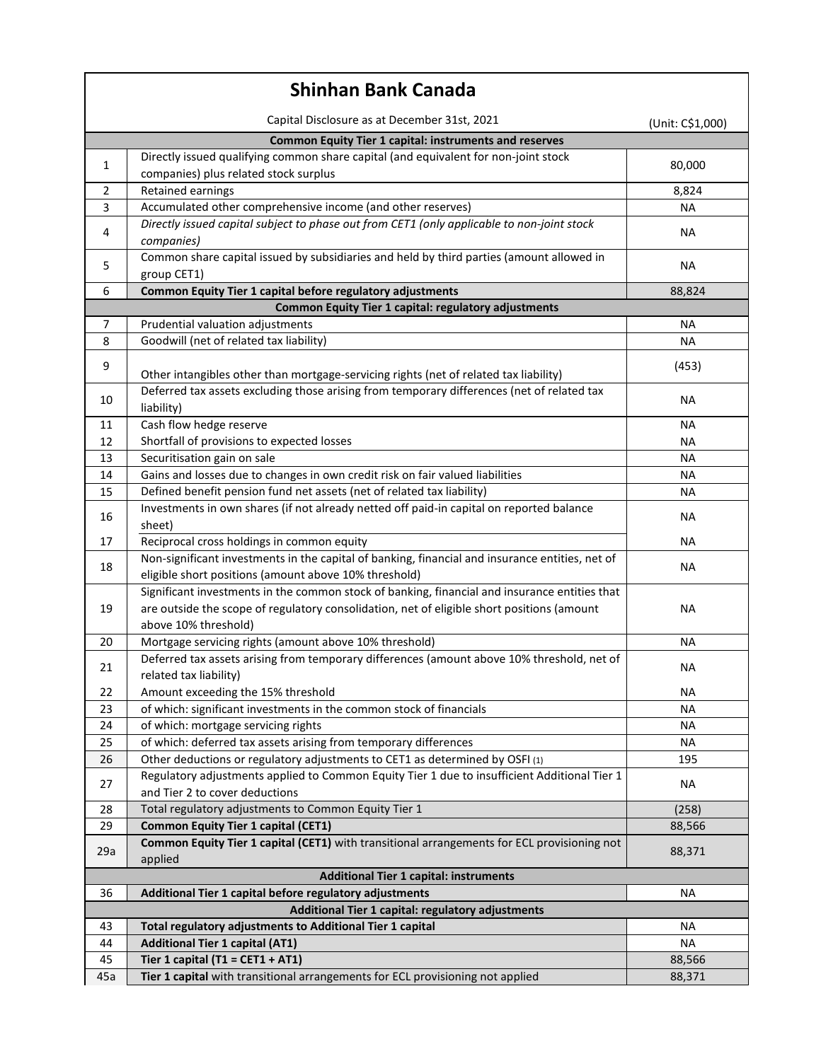# Shinhan Bank Canada

Capital Disclosure as at December 31st, 2021 (Unit: C$1,000)

| | | |
|---|---|---|
| | **Common Equity Tier 1 capital: instruments and reserves** | |
| 1 | Directly issued qualifying common share capital (and equivalent for non-joint stock companies) plus related stock surplus | 80,000 |
| 2 | Retained earnings | 8,824 |
| 3 | Accumulated other comprehensive income (and other reserves) | NA |
| 4 | *Directly issued capital subject to phase out from CET1 (only applicable to non-joint stock companies)* | NA |
| 5 | Common share capital issued by subsidiaries and held by third parties (amount allowed in group CET1) | NA |
| 6 | **Common Equity Tier 1 capital before regulatory adjustments** | 88,824 |
| | **Common Equity Tier 1 capital: regulatory adjustments** | |
| 7 | Prudential valuation adjustments | NA |
| 8 | Goodwill (net of related tax liability) | NA |
| 9 | Other intangibles other than mortgage-servicing rights (net of related tax liability) | (453) |
| 10 | Deferred tax assets excluding those arising from temporary differences (net of related tax liability) | NA |
| 11 | Cash flow hedge reserve | NA |
| 12 | Shortfall of provisions to expected losses | NA |
| 13 | Securitisation gain on sale | NA |
| 14 | Gains and losses due to changes in own credit risk on fair valued liabilities | NA |
| 15 | Defined benefit pension fund net assets (net of related tax liability) | NA |
| 16 | Investments in own shares (if not already netted off paid-in capital on reported balance sheet) | NA |
| 17 | Reciprocal cross holdings in common equity | NA |
| 18 | Non-significant investments in the capital of banking, financial and insurance entities, net of eligible short positions (amount above 10% threshold) | NA |
| 19 | Significant investments in the common stock of banking, financial and insurance entities that are outside the scope of regulatory consolidation, net of eligible short positions (amount above 10% threshold) | NA |
| 20 | Mortgage servicing rights (amount above 10% threshold) | NA |
| 21 | Deferred tax assets arising from temporary differences (amount above 10% threshold, net of related tax liability) | NA |
| 22 | Amount exceeding the 15% threshold | NA |
| 23 | of which: significant investments in the common stock of financials | NA |
| 24 | of which: mortgage servicing rights | NA |
| 25 | of which: deferred tax assets arising from temporary differences | NA |
| 26 | Other deductions or regulatory adjustments to CET1 as determined by OSFI (1) | 195 |
| 27 | Regulatory adjustments applied to Common Equity Tier 1 due to insufficient Additional Tier 1 and Tier 2 to cover deductions | NA |
| 28 | Total regulatory adjustments to Common Equity Tier 1 | (258) |
| 29 | **Common Equity Tier 1 capital (CET1)** | 88,566 |
| 29a | **Common Equity Tier 1 capital (CET1)** with transitional arrangements for ECL provisioning not applied | 88,371 |
| | **Additional Tier 1 capital: instruments** | |
| 36 | **Additional Tier 1 capital before regulatory adjustments** | NA |
| | **Additional Tier 1 capital: regulatory adjustments** | |
| 43 | **Total regulatory adjustments to Additional Tier 1 capital** | NA |
| 44 | **Additional Tier 1 capital (AT1)** | NA |
| 45 | **Tier 1 capital (T1 = CET1 + AT1)** | 88,566 |
| 45a | **Tier 1 capital** with transitional arrangements for ECL provisioning not applied | 88,371 |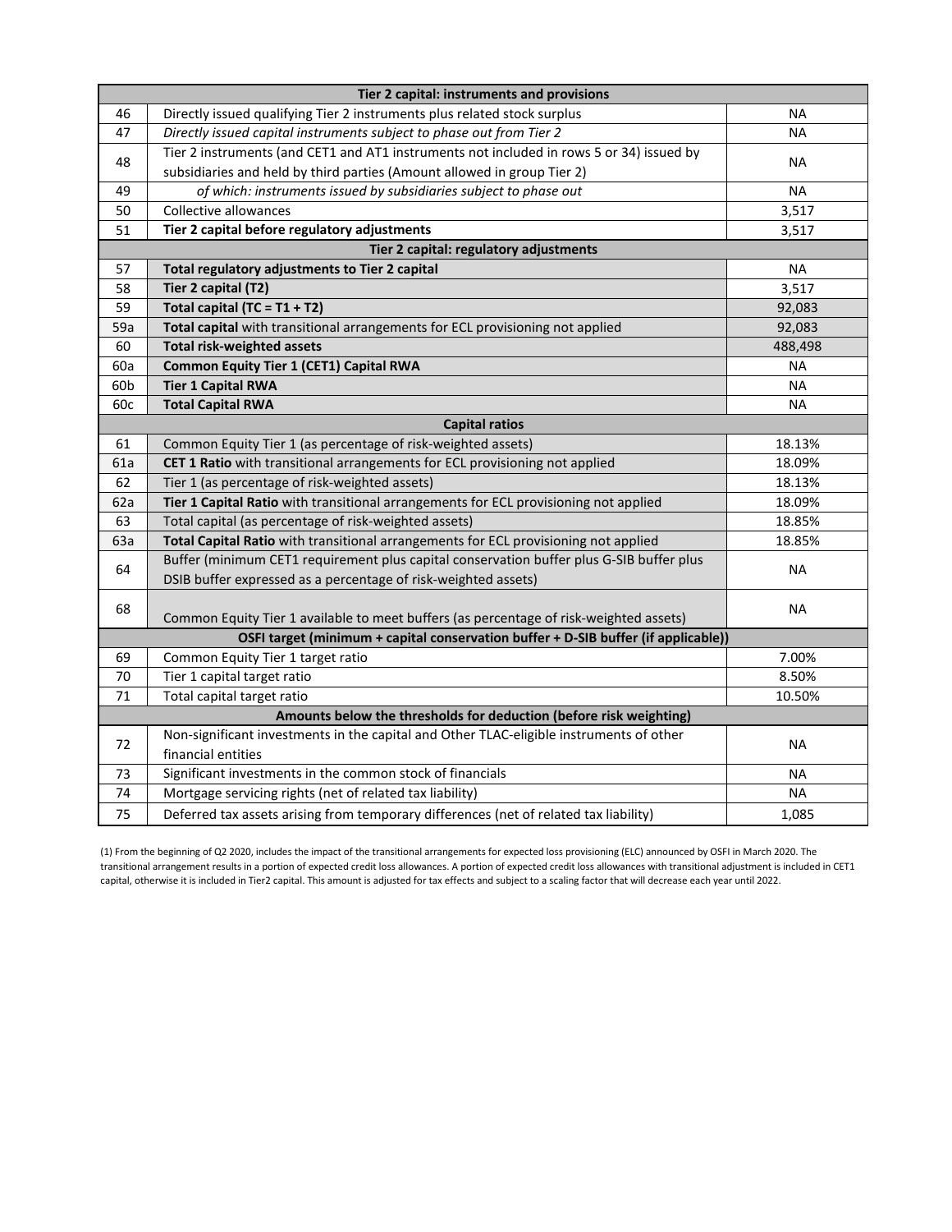| | | |
|---|---|---|
| **Tier 2 capital: instruments and provisions** | | |
| 46 | Directly issued qualifying Tier 2 instruments plus related stock surplus | NA |
| 47 | *Directly issued capital instruments subject to phase out from Tier 2* | NA |
| 48 | Tier 2 instruments (and CET1 and AT1 instruments not included in rows 5 or 34) issued by subsidiaries and held by third parties (Amount allowed in group Tier 2) | NA |
| 49 | *of which: instruments issued by subsidiaries subject to phase out* | NA |
| 50 | Collective allowances | 3,517 |
| 51 | **Tier 2 capital before regulatory adjustments** | 3,517 |
| **Tier 2 capital: regulatory adjustments** | | |
| 57 | **Total regulatory adjustments to Tier 2 capital** | NA |
| 58 | **Tier 2 capital (T2)** | 3,517 |
| 59 | **Total capital (TC = T1 + T2)** | 92,083 |
| 59a | **Total capital** with transitional arrangements for ECL provisioning not applied | 92,083 |
| 60 | **Total risk-weighted assets** | 488,498 |
| 60a | **Common Equity Tier 1 (CET1) Capital RWA** | NA |
| 60b | **Tier 1 Capital RWA** | NA |
| 60c | **Total Capital RWA** | NA |
| **Capital ratios** | | |
| 61 | Common Equity Tier 1 (as percentage of risk-weighted assets) | 18.13% |
| 61a | **CET 1 Ratio** with transitional arrangements for ECL provisioning not applied | 18.09% |
| 62 | Tier 1 (as percentage of risk-weighted assets) | 18.13% |
| 62a | **Tier 1 Capital Ratio** with transitional arrangements for ECL provisioning not applied | 18.09% |
| 63 | Total capital (as percentage of risk-weighted assets) | 18.85% |
| 63a | **Total Capital Ratio** with transitional arrangements for ECL provisioning not applied | 18.85% |
| 64 | Buffer (minimum CET1 requirement plus capital conservation buffer plus G-SIB buffer plus DSIB buffer expressed as a percentage of risk-weighted assets) | NA |
| 68 | Common Equity Tier 1 available to meet buffers (as percentage of risk-weighted assets) | NA |
| **OSFI target (minimum + capital conservation buffer + D-SIB buffer (if applicable))** | | |
| 69 | Common Equity Tier 1 target ratio | 7.00% |
| 70 | Tier 1 capital target ratio | 8.50% |
| 71 | Total capital target ratio | 10.50% |
| **Amounts below the thresholds for deduction (before risk weighting)** | | |
| 72 | Non-significant investments in the capital and Other TLAC-eligible instruments of other financial entities | NA |
| 73 | Significant investments in the common stock of financials | NA |
| 74 | Mortgage servicing rights (net of related tax liability) | NA |
| 75 | Deferred tax assets arising from temporary differences (net of related tax liability) | 1,085 |

(1) From the beginning of Q2 2020, includes the impact of the transitional arrangements for expected loss provisioning (ELC) announced by OSFI in March 2020. The transitional arrangement results in a portion of expected credit loss allowances. A portion of expected credit loss allowances with transitional adjustment is included in CET1 capital, otherwise it is included in Tier2 capital. This amount is adjusted for tax effects and subject to a scaling factor that will decrease each year until 2022.